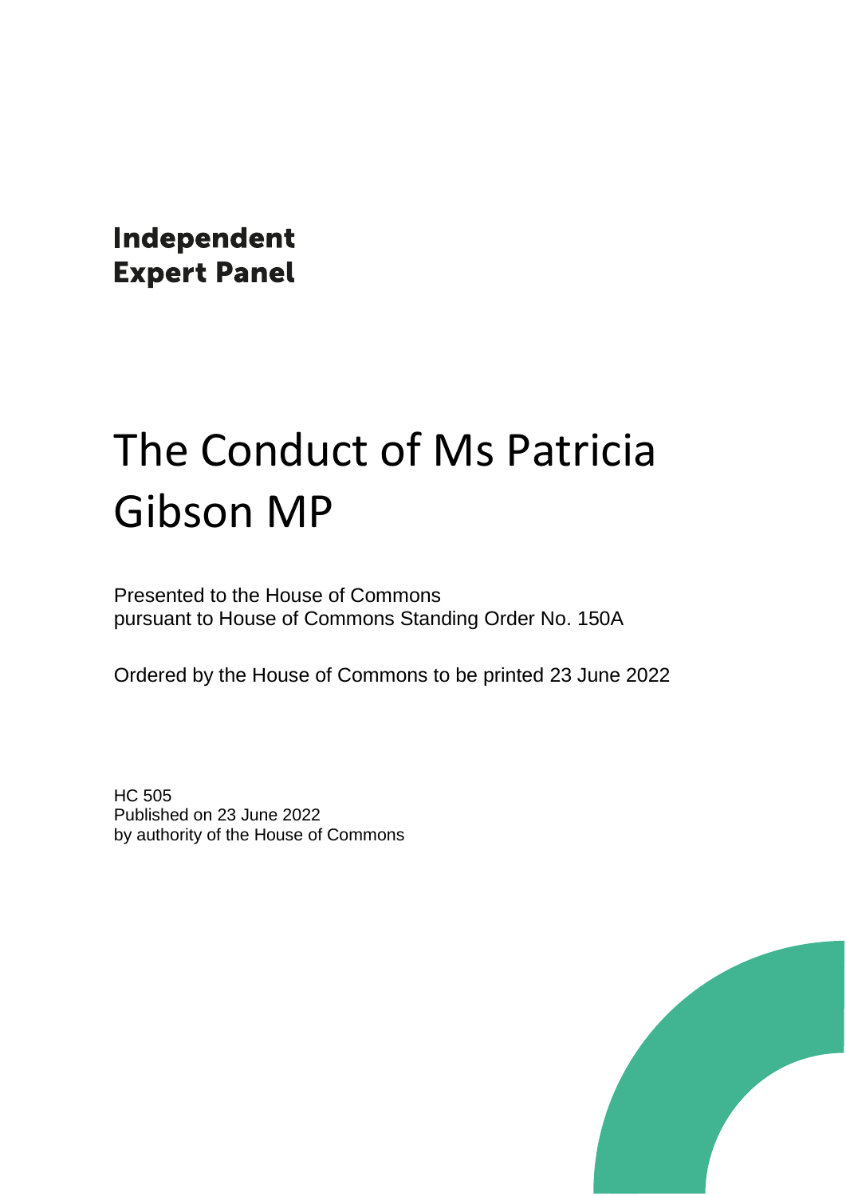**Independent Expert Panel**

# The Conduct of Ms Patricia Gibson MP

Presented to the House of Commons
pursuant to House of Commons Standing Order No. 150A

Ordered by the House of Commons to be printed 23 June 2022

HC 505
Published on 23 June 2022
by authority of the House of Commons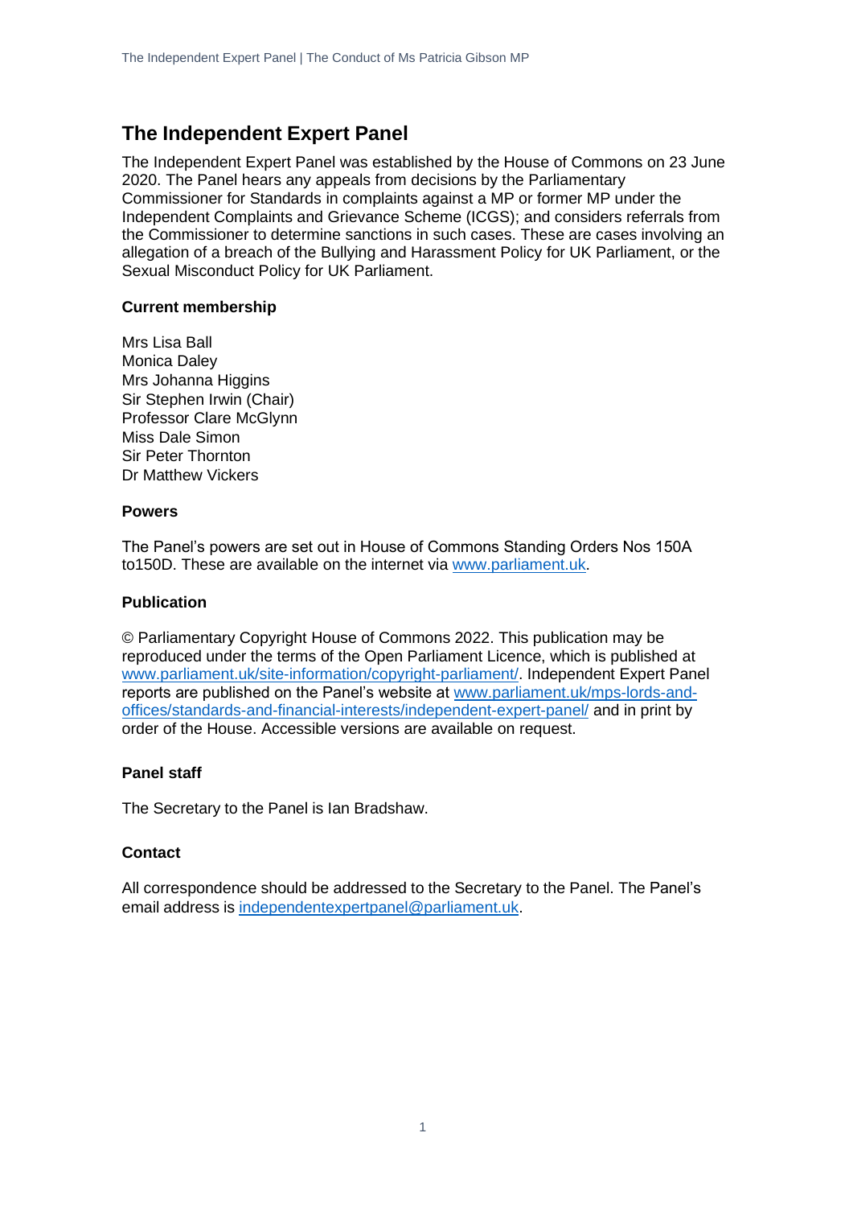# The Independent Expert Panel

The Independent Expert Panel was established by the House of Commons on 23 June 2020. The Panel hears any appeals from decisions by the Parliamentary Commissioner for Standards in complaints against a MP or former MP under the Independent Complaints and Grievance Scheme (ICGS); and considers referrals from the Commissioner to determine sanctions in such cases. These are cases involving an allegation of a breach of the Bullying and Harassment Policy for UK Parliament, or the Sexual Misconduct Policy for UK Parliament.

### Current membership

Mrs Lisa Ball
Monica Daley
Mrs Johanna Higgins
Sir Stephen Irwin (Chair)
Professor Clare McGlynn
Miss Dale Simon
Sir Peter Thornton
Dr Matthew Vickers

### Powers

The Panel's powers are set out in House of Commons Standing Orders Nos 150A to150D. These are available on the internet via www.parliament.uk.

### Publication

© Parliamentary Copyright House of Commons 2022. This publication may be reproduced under the terms of the Open Parliament Licence, which is published at www.parliament.uk/site-information/copyright-parliament/. Independent Expert Panel reports are published on the Panel's website at www.parliament.uk/mps-lords-and-offices/standards-and-financial-interests/independent-expert-panel/ and in print by order of the House. Accessible versions are available on request.

### Panel staff

The Secretary to the Panel is Ian Bradshaw.

### Contact

All correspondence should be addressed to the Secretary to the Panel. The Panel's email address is independentexpertpanel@parliament.uk.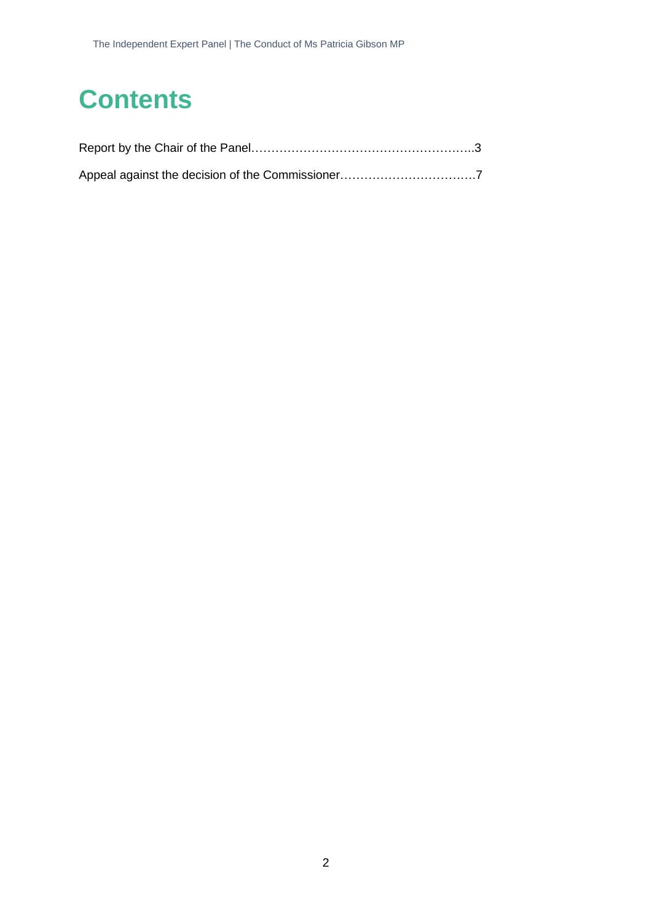# Contents

Report by the Chair of the Panel……………………………………………….3

Appeal against the decision of the Commissioner……………………………7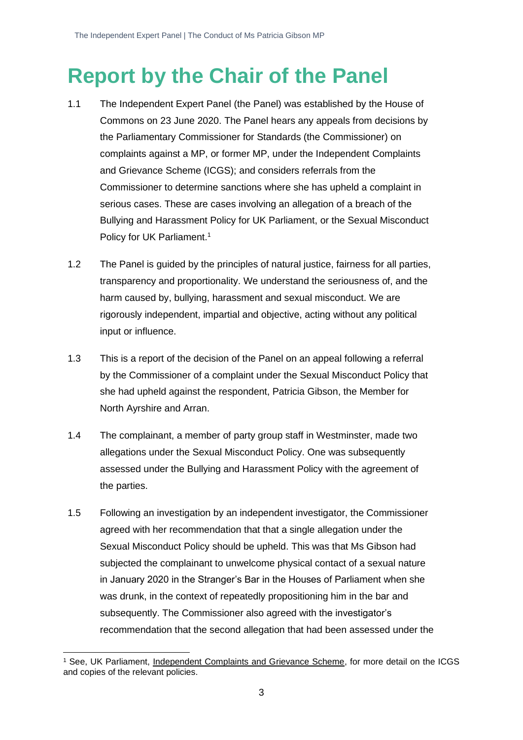# Report by the Chair of the Panel

1.1 The Independent Expert Panel (the Panel) was established by the House of Commons on 23 June 2020. The Panel hears any appeals from decisions by the Parliamentary Commissioner for Standards (the Commissioner) on complaints against a MP, or former MP, under the Independent Complaints and Grievance Scheme (ICGS); and considers referrals from the Commissioner to determine sanctions where she has upheld a complaint in serious cases. These are cases involving an allegation of a breach of the Bullying and Harassment Policy for UK Parliament, or the Sexual Misconduct Policy for UK Parliament.[1]

1.2 The Panel is guided by the principles of natural justice, fairness for all parties, transparency and proportionality. We understand the seriousness of, and the harm caused by, bullying, harassment and sexual misconduct. We are rigorously independent, impartial and objective, acting without any political input or influence.

1.3 This is a report of the decision of the Panel on an appeal following a referral by the Commissioner of a complaint under the Sexual Misconduct Policy that she had upheld against the respondent, Patricia Gibson, the Member for North Ayrshire and Arran.

1.4 The complainant, a member of party group staff in Westminster, made two allegations under the Sexual Misconduct Policy. One was subsequently assessed under the Bullying and Harassment Policy with the agreement of the parties.

1.5 Following an investigation by an independent investigator, the Commissioner agreed with her recommendation that that a single allegation under the Sexual Misconduct Policy should be upheld. This was that Ms Gibson had subjected the complainant to unwelcome physical contact of a sexual nature in January 2020 in the Stranger's Bar in the Houses of Parliament when she was drunk, in the context of repeatedly propositioning him in the bar and subsequently. The Commissioner also agreed with the investigator's recommendation that the second allegation that had been assessed under the

[1] See, UK Parliament, Independent Complaints and Grievance Scheme, for more detail on the ICGS and copies of the relevant policies.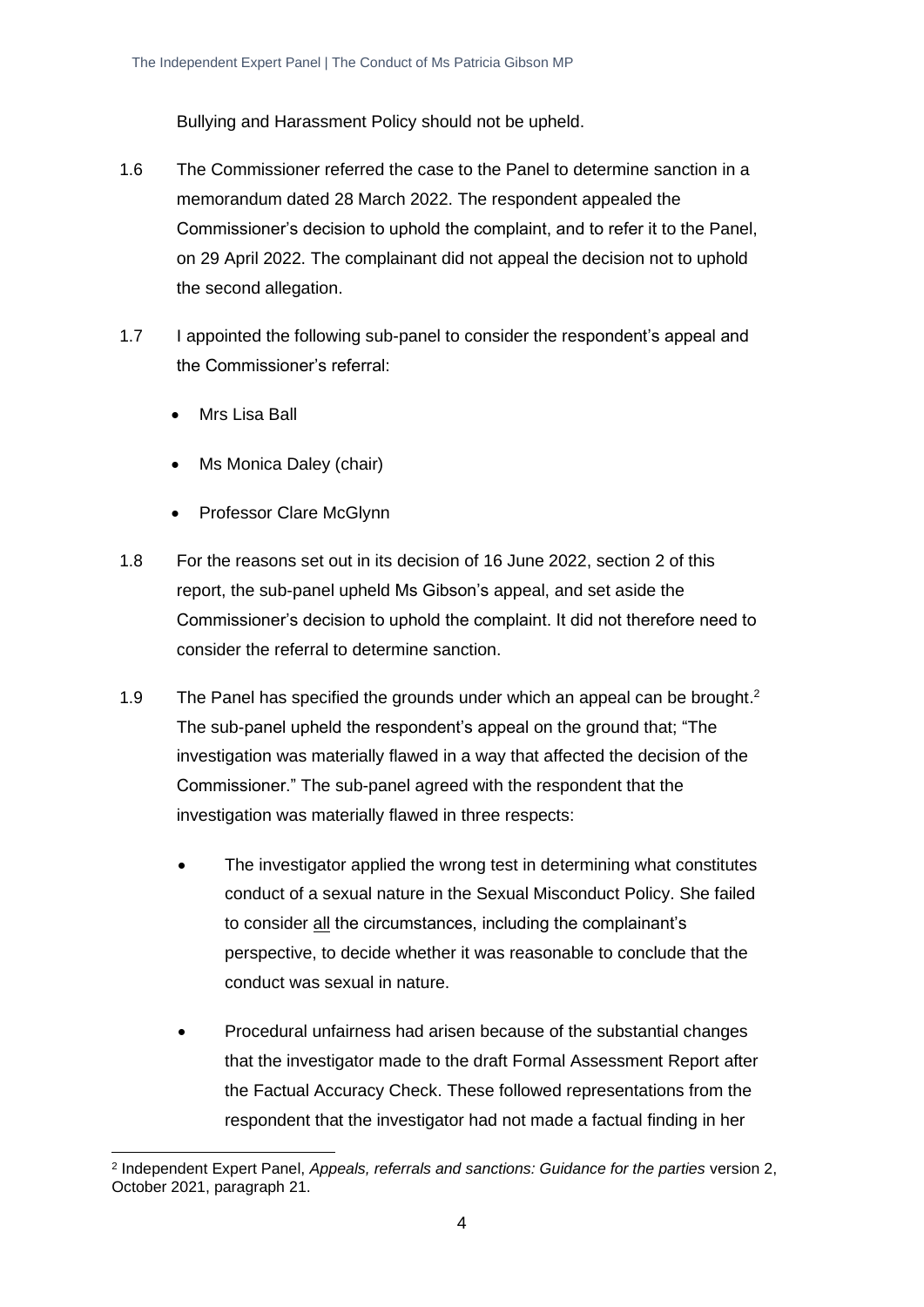Bullying and Harassment Policy should not be upheld.

1.6 The Commissioner referred the case to the Panel to determine sanction in a memorandum dated 28 March 2022. The respondent appealed the Commissioner's decision to uphold the complaint, and to refer it to the Panel, on 29 April 2022. The complainant did not appeal the decision not to uphold the second allegation.

1.7 I appointed the following sub-panel to consider the respondent's appeal and the Commissioner's referral:

- Mrs Lisa Ball
- Ms Monica Daley (chair)
- Professor Clare McGlynn

1.8 For the reasons set out in its decision of 16 June 2022, section 2 of this report, the sub-panel upheld Ms Gibson's appeal, and set aside the Commissioner's decision to uphold the complaint. It did not therefore need to consider the referral to determine sanction.

1.9 The Panel has specified the grounds under which an appeal can be brought.[2] The sub-panel upheld the respondent's appeal on the ground that; "The investigation was materially flawed in a way that affected the decision of the Commissioner." The sub-panel agreed with the respondent that the investigation was materially flawed in three respects:

- The investigator applied the wrong test in determining what constitutes conduct of a sexual nature in the Sexual Misconduct Policy. She failed to consider <u>all</u> the circumstances, including the complainant's perspective, to decide whether it was reasonable to conclude that the conduct was sexual in nature.
- Procedural unfairness had arisen because of the substantial changes that the investigator made to the draft Formal Assessment Report after the Factual Accuracy Check. These followed representations from the respondent that the investigator had not made a factual finding in her

[2] Independent Expert Panel, *Appeals, referrals and sanctions: Guidance for the parties* version 2, October 2021, paragraph 21.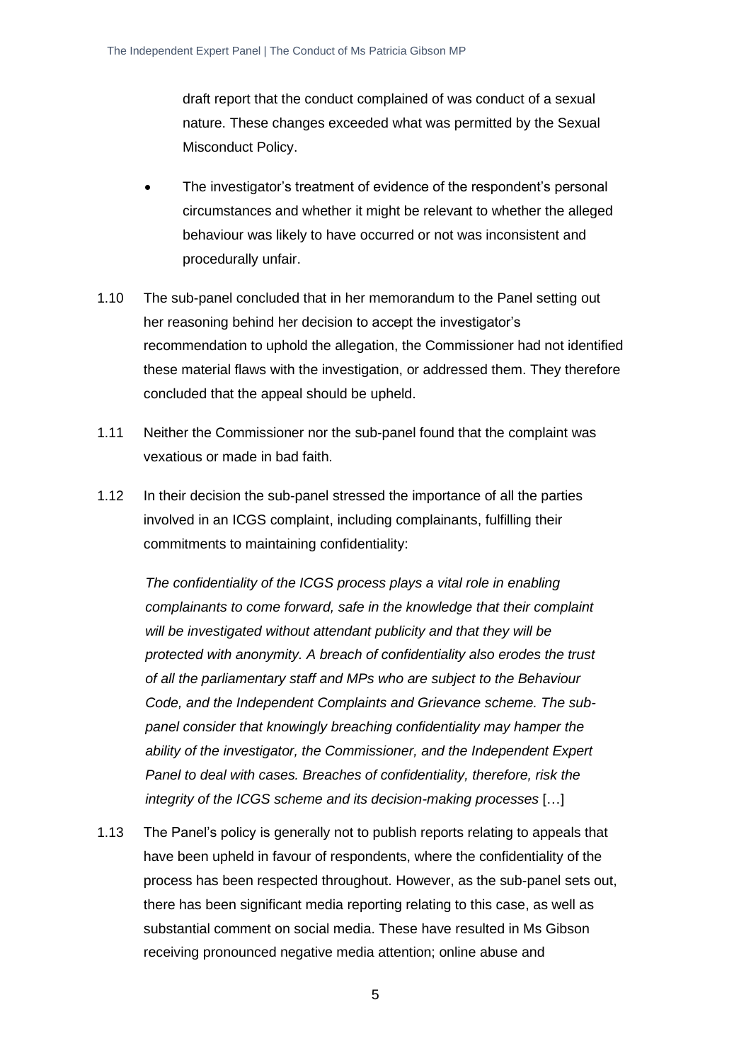draft report that the conduct complained of was conduct of a sexual nature. These changes exceeded what was permitted by the Sexual Misconduct Policy.

- The investigator's treatment of evidence of the respondent's personal circumstances and whether it might be relevant to whether the alleged behaviour was likely to have occurred or not was inconsistent and procedurally unfair.

1.10 The sub-panel concluded that in her memorandum to the Panel setting out her reasoning behind her decision to accept the investigator's recommendation to uphold the allegation, the Commissioner had not identified these material flaws with the investigation, or addressed them. They therefore concluded that the appeal should be upheld.

1.11 Neither the Commissioner nor the sub-panel found that the complaint was vexatious or made in bad faith.

1.12 In their decision the sub-panel stressed the importance of all the parties involved in an ICGS complaint, including complainants, fulfilling their commitments to maintaining confidentiality:

> *The confidentiality of the ICGS process plays a vital role in enabling complainants to come forward, safe in the knowledge that their complaint will be investigated without attendant publicity and that they will be protected with anonymity. A breach of confidentiality also erodes the trust of all the parliamentary staff and MPs who are subject to the Behaviour Code, and the Independent Complaints and Grievance scheme. The sub-panel consider that knowingly breaching confidentiality may hamper the ability of the investigator, the Commissioner, and the Independent Expert Panel to deal with cases. Breaches of confidentiality, therefore, risk the integrity of the ICGS scheme and its decision-making processes* […]

1.13 The Panel's policy is generally not to publish reports relating to appeals that have been upheld in favour of respondents, where the confidentiality of the process has been respected throughout. However, as the sub-panel sets out, there has been significant media reporting relating to this case, as well as substantial comment on social media. These have resulted in Ms Gibson receiving pronounced negative media attention; online abuse and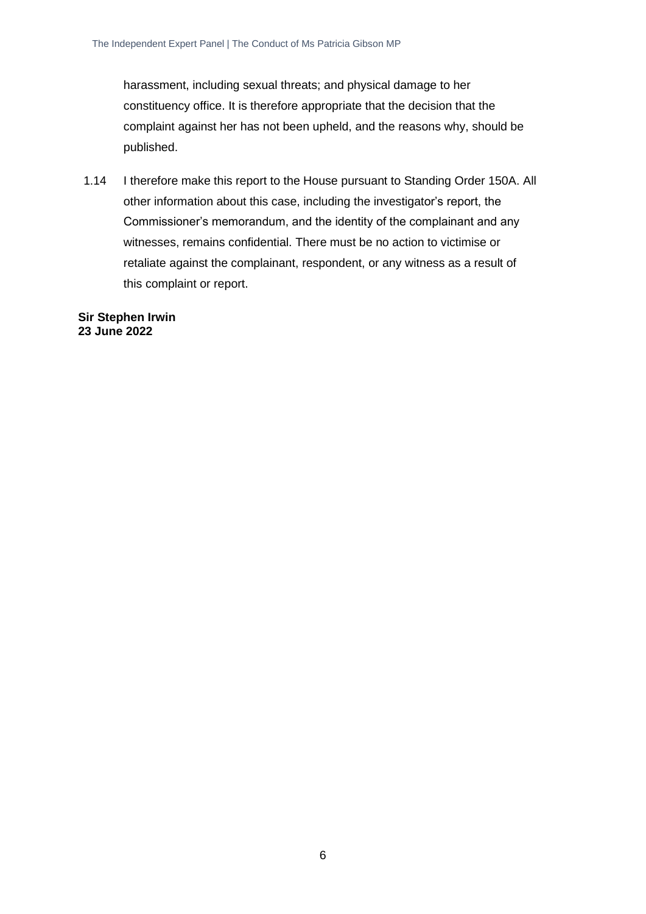harassment, including sexual threats; and physical damage to her constituency office. It is therefore appropriate that the decision that the complaint against her has not been upheld, and the reasons why, should be published.

1.14 I therefore make this report to the House pursuant to Standing Order 150A. All other information about this case, including the investigator's report, the Commissioner's memorandum, and the identity of the complainant and any witnesses, remains confidential. There must be no action to victimise or retaliate against the complainant, respondent, or any witness as a result of this complaint or report.

**Sir Stephen Irwin**
**23 June 2022**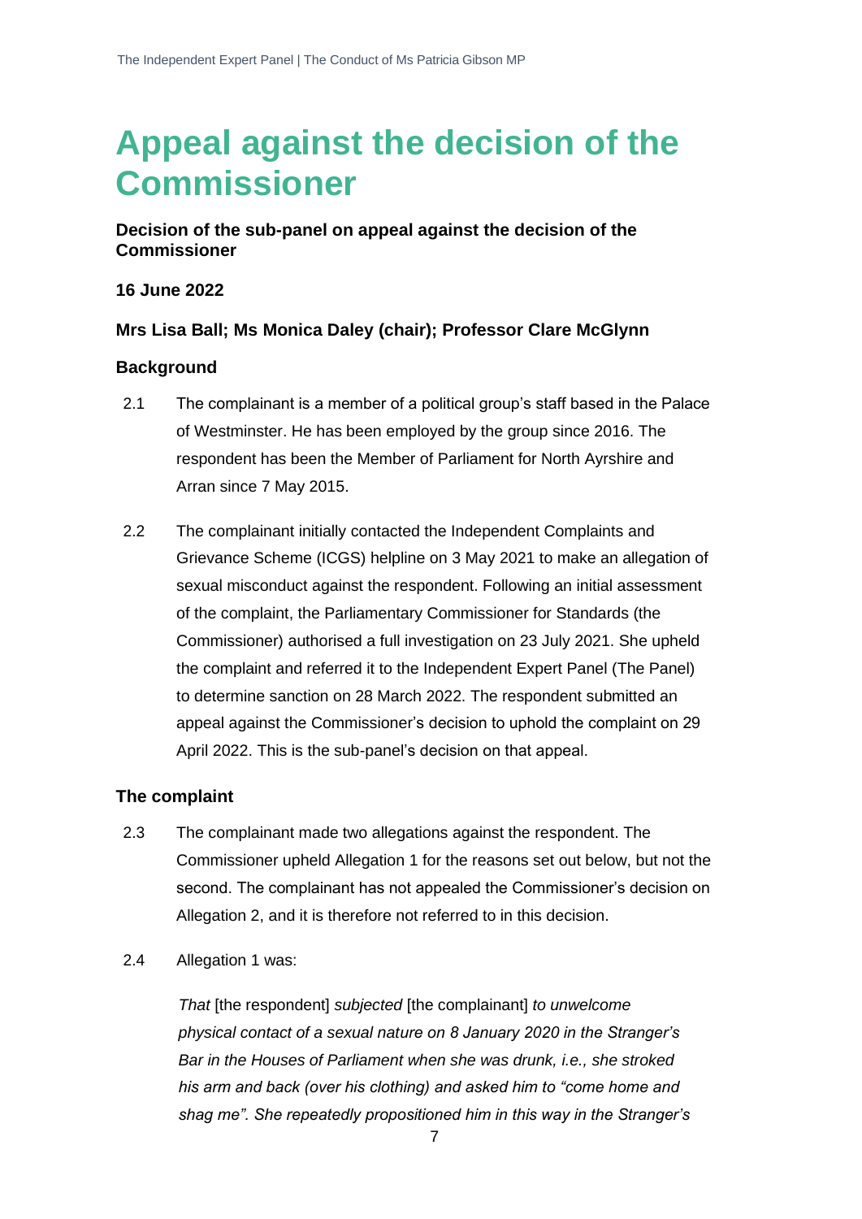# Appeal against the decision of the Commissioner

**Decision of the sub-panel on appeal against the decision of the Commissioner**

**16 June 2022**

**Mrs Lisa Ball; Ms Monica Daley (chair); Professor Clare McGlynn**

### Background

2.1 The complainant is a member of a political group's staff based in the Palace of Westminster. He has been employed by the group since 2016. The respondent has been the Member of Parliament for North Ayrshire and Arran since 7 May 2015.

2.2 The complainant initially contacted the Independent Complaints and Grievance Scheme (ICGS) helpline on 3 May 2021 to make an allegation of sexual misconduct against the respondent. Following an initial assessment of the complaint, the Parliamentary Commissioner for Standards (the Commissioner) authorised a full investigation on 23 July 2021. She upheld the complaint and referred it to the Independent Expert Panel (The Panel) to determine sanction on 28 March 2022. The respondent submitted an appeal against the Commissioner's decision to uphold the complaint on 29 April 2022. This is the sub-panel's decision on that appeal.

### The complaint

2.3 The complainant made two allegations against the respondent. The Commissioner upheld Allegation 1 for the reasons set out below, but not the second. The complainant has not appealed the Commissioner's decision on Allegation 2, and it is therefore not referred to in this decision.

2.4 Allegation 1 was:

> *That* [the respondent] *subjected* [the complainant] *to unwelcome physical contact of a sexual nature on 8 January 2020 in the Stranger's Bar in the Houses of Parliament when she was drunk, i.e., she stroked his arm and back (over his clothing) and asked him to "come home and shag me". She repeatedly propositioned him in this way in the Stranger's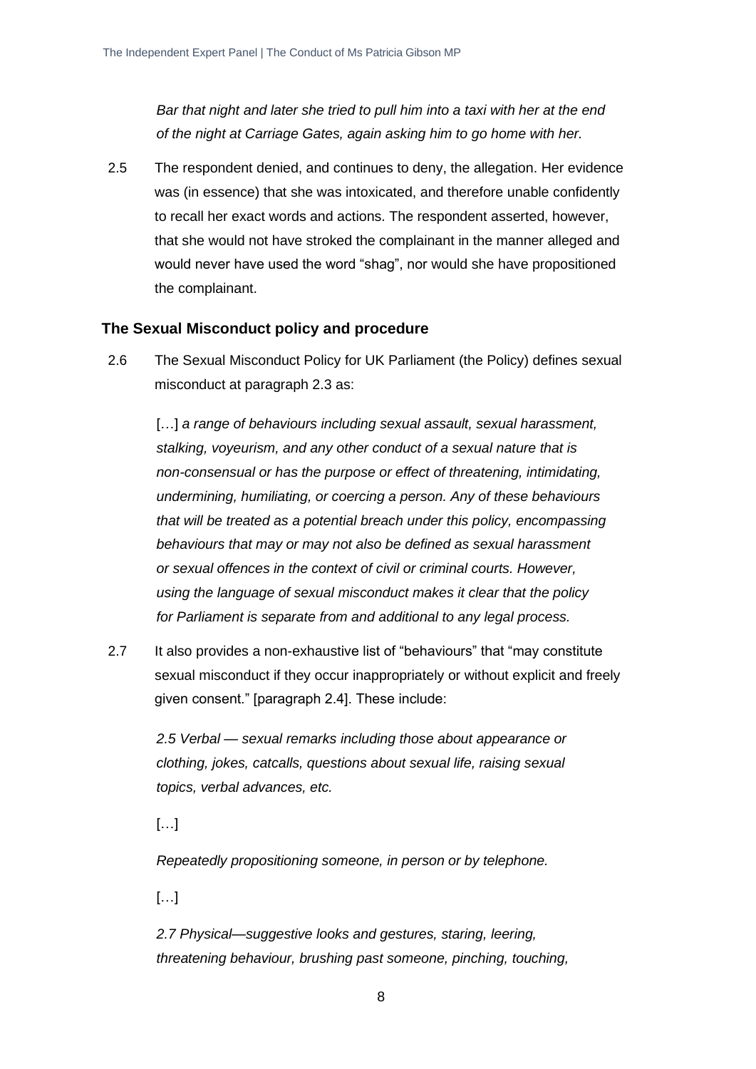*Bar that night and later she tried to pull him into a taxi with her at the end of the night at Carriage Gates, again asking him to go home with her.*

2.5 The respondent denied, and continues to deny, the allegation. Her evidence was (in essence) that she was intoxicated, and therefore unable confidently to recall her exact words and actions. The respondent asserted, however, that she would not have stroked the complainant in the manner alleged and would never have used the word "shag", nor would she have propositioned the complainant.

### The Sexual Misconduct policy and procedure

2.6 The Sexual Misconduct Policy for UK Parliament (the Policy) defines sexual misconduct at paragraph 2.3 as:

> […] *a range of behaviours including sexual assault, sexual harassment, stalking, voyeurism, and any other conduct of a sexual nature that is non-consensual or has the purpose or effect of threatening, intimidating, undermining, humiliating, or coercing a person. Any of these behaviours that will be treated as a potential breach under this policy, encompassing behaviours that may or may not also be defined as sexual harassment or sexual offences in the context of civil or criminal courts. However, using the language of sexual misconduct makes it clear that the policy for Parliament is separate from and additional to any legal process.*

2.7 It also provides a non-exhaustive list of "behaviours" that "may constitute sexual misconduct if they occur inappropriately or without explicit and freely given consent." [paragraph 2.4]. These include:

> *2.5 Verbal — sexual remarks including those about appearance or clothing, jokes, catcalls, questions about sexual life, raising sexual topics, verbal advances, etc.*
>
> […]
>
> *Repeatedly propositioning someone, in person or by telephone.*
>
> […]
>
> *2.7 Physical—suggestive looks and gestures, staring, leering, threatening behaviour, brushing past someone, pinching, touching,*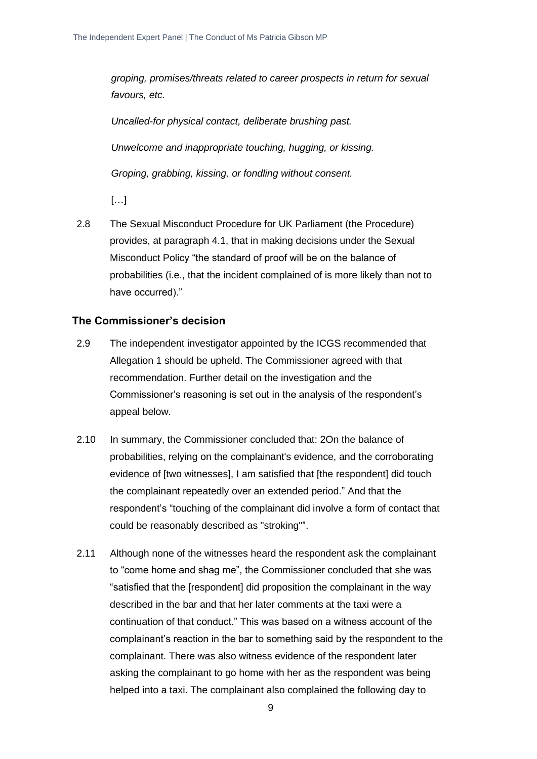*groping, promises/threats related to career prospects in return for sexual favours, etc.*

*Uncalled-for physical contact, deliberate brushing past.*

*Unwelcome and inappropriate touching, hugging, or kissing.*

*Groping, grabbing, kissing, or fondling without consent.*

[…]

2.8 The Sexual Misconduct Procedure for UK Parliament (the Procedure) provides, at paragraph 4.1, that in making decisions under the Sexual Misconduct Policy "the standard of proof will be on the balance of probabilities (i.e., that the incident complained of is more likely than not to have occurred)."

## The Commissioner's decision

2.9 The independent investigator appointed by the ICGS recommended that Allegation 1 should be upheld. The Commissioner agreed with that recommendation. Further detail on the investigation and the Commissioner's reasoning is set out in the analysis of the respondent's appeal below.

2.10 In summary, the Commissioner concluded that: 2On the balance of probabilities, relying on the complainant's evidence, and the corroborating evidence of [two witnesses], I am satisfied that [the respondent] did touch the complainant repeatedly over an extended period." And that the respondent's "touching of the complainant did involve a form of contact that could be reasonably described as "stroking"".

2.11 Although none of the witnesses heard the respondent ask the complainant to "come home and shag me", the Commissioner concluded that she was "satisfied that the [respondent] did proposition the complainant in the way described in the bar and that her later comments at the taxi were a continuation of that conduct." This was based on a witness account of the complainant's reaction in the bar to something said by the respondent to the complainant. There was also witness evidence of the respondent later asking the complainant to go home with her as the respondent was being helped into a taxi. The complainant also complained the following day to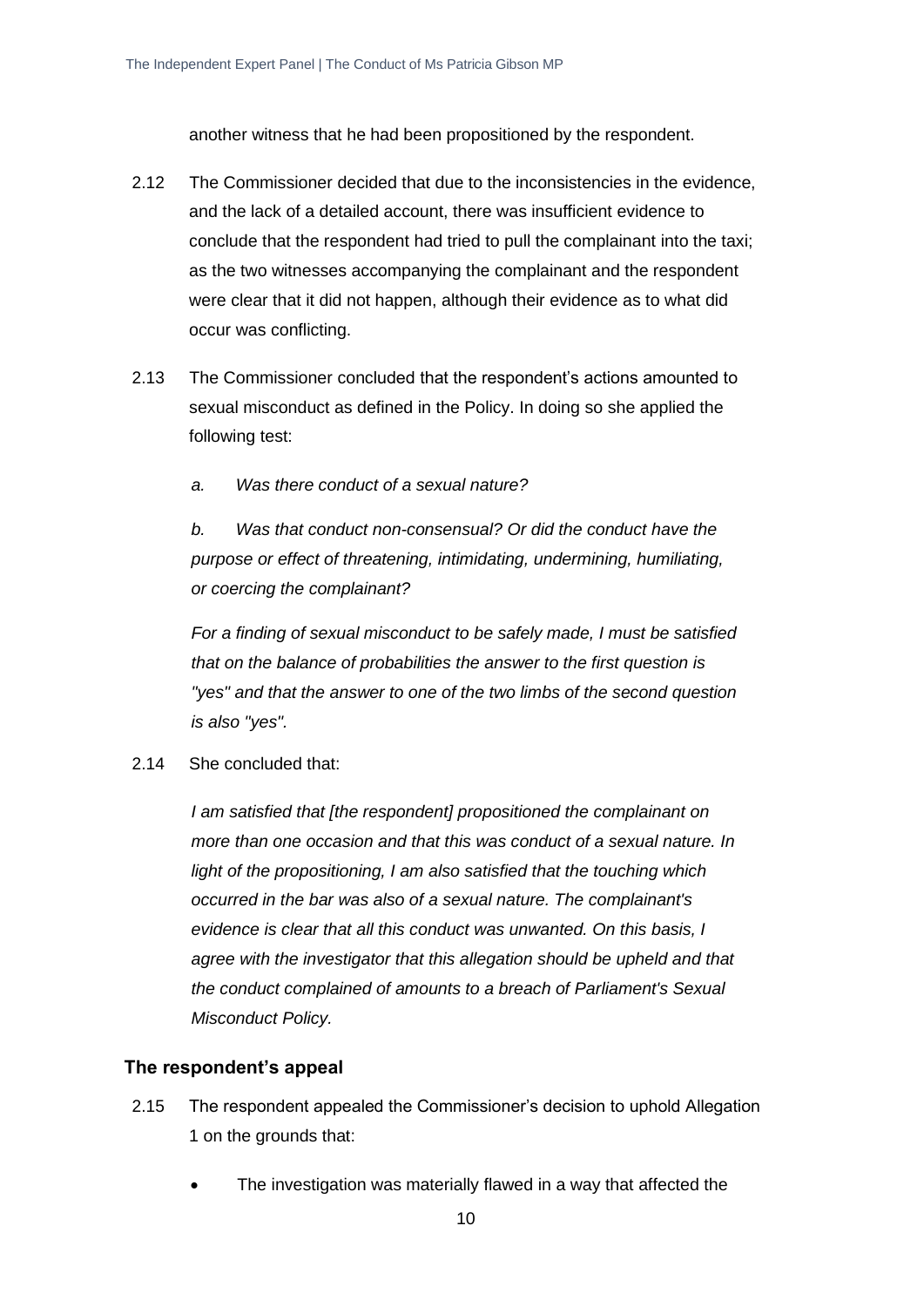another witness that he had been propositioned by the respondent.

2.12 The Commissioner decided that due to the inconsistencies in the evidence, and the lack of a detailed account, there was insufficient evidence to conclude that the respondent had tried to pull the complainant into the taxi; as the two witnesses accompanying the complainant and the respondent were clear that it did not happen, although their evidence as to what did occur was conflicting.

2.13 The Commissioner concluded that the respondent's actions amounted to sexual misconduct as defined in the Policy. In doing so she applied the following test:

> *a. Was there conduct of a sexual nature?*
>
> *b. Was that conduct non-consensual? Or did the conduct have the purpose or effect of threatening, intimidating, undermining, humiliating, or coercing the complainant?*
>
> *For a finding of sexual misconduct to be safely made, I must be satisfied that on the balance of probabilities the answer to the first question is "yes" and that the answer to one of the two limbs of the second question is also "yes".*

2.14 She concluded that:

> *I am satisfied that [the respondent] propositioned the complainant on more than one occasion and that this was conduct of a sexual nature. In light of the propositioning, I am also satisfied that the touching which occurred in the bar was also of a sexual nature. The complainant's evidence is clear that all this conduct was unwanted. On this basis, I agree with the investigator that this allegation should be upheld and that the conduct complained of amounts to a breach of Parliament's Sexual Misconduct Policy.*

### The respondent's appeal

2.15 The respondent appealed the Commissioner's decision to uphold Allegation 1 on the grounds that:

- The investigation was materially flawed in a way that affected the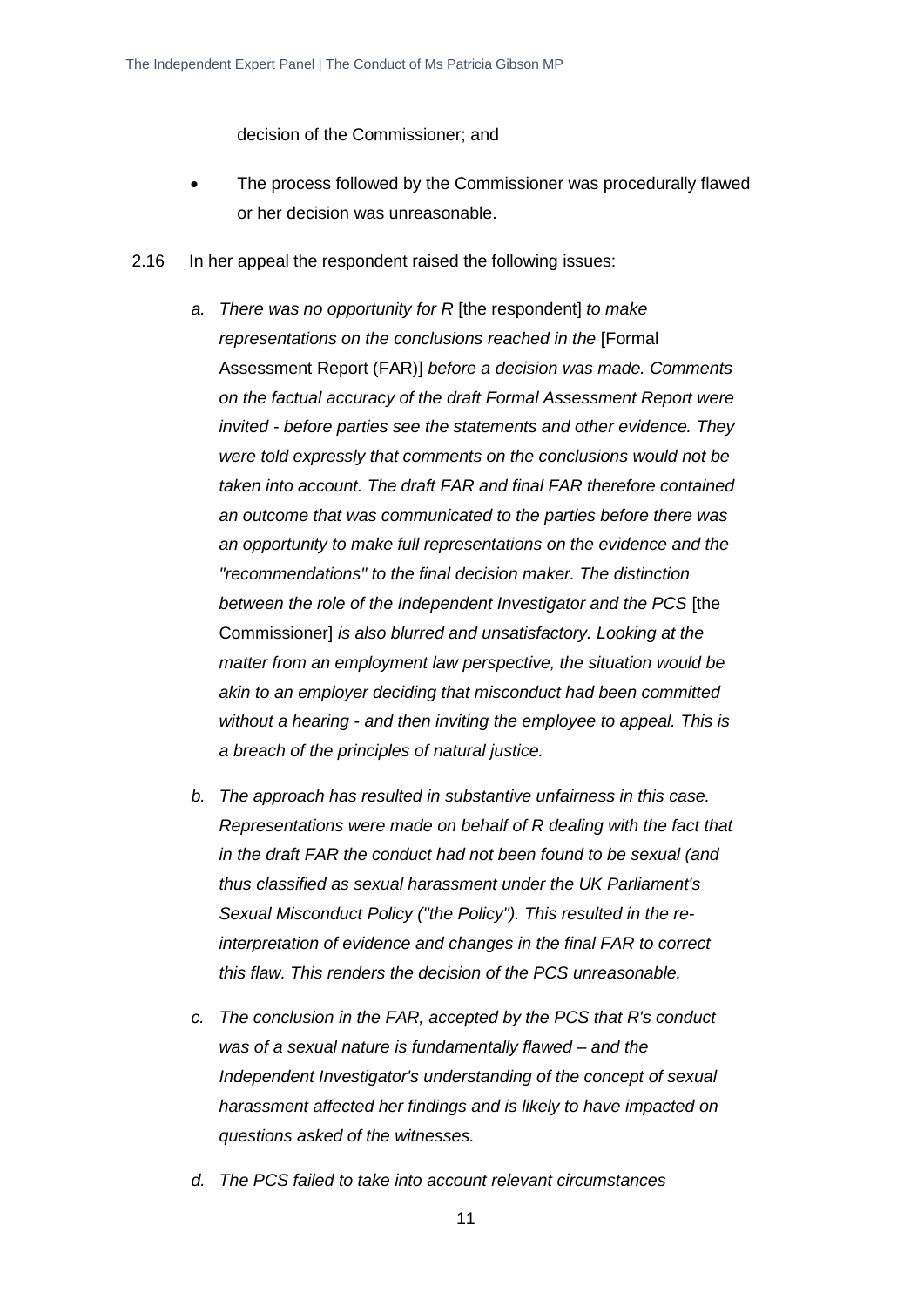decision of the Commissioner; and

- The process followed by the Commissioner was procedurally flawed or her decision was unreasonable.

2.16 In her appeal the respondent raised the following issues:

a. *There was no opportunity for R* [the respondent] *to make representations on the conclusions reached in the* [Formal Assessment Report (FAR)] *before a decision was made. Comments on the factual accuracy of the draft Formal Assessment Report were invited - before parties see the statements and other evidence. They were told expressly that comments on the conclusions would not be taken into account. The draft FAR and final FAR therefore contained an outcome that was communicated to the parties before there was an opportunity to make full representations on the evidence and the "recommendations" to the final decision maker. The distinction between the role of the Independent Investigator and the PCS* [the Commissioner] *is also blurred and unsatisfactory. Looking at the matter from an employment law perspective, the situation would be akin to an employer deciding that misconduct had been committed without a hearing - and then inviting the employee to appeal. This is a breach of the principles of natural justice.*

b. *The approach has resulted in substantive unfairness in this case. Representations were made on behalf of R dealing with the fact that in the draft FAR the conduct had not been found to be sexual (and thus classified as sexual harassment under the UK Parliament's Sexual Misconduct Policy ("the Policy"). This resulted in the re-interpretation of evidence and changes in the final FAR to correct this flaw. This renders the decision of the PCS unreasonable.*

c. *The conclusion in the FAR, accepted by the PCS that R's conduct was of a sexual nature is fundamentally flawed – and the Independent Investigator's understanding of the concept of sexual harassment affected her findings and is likely to have impacted on questions asked of the witnesses.*

d. *The PCS failed to take into account relevant circumstances*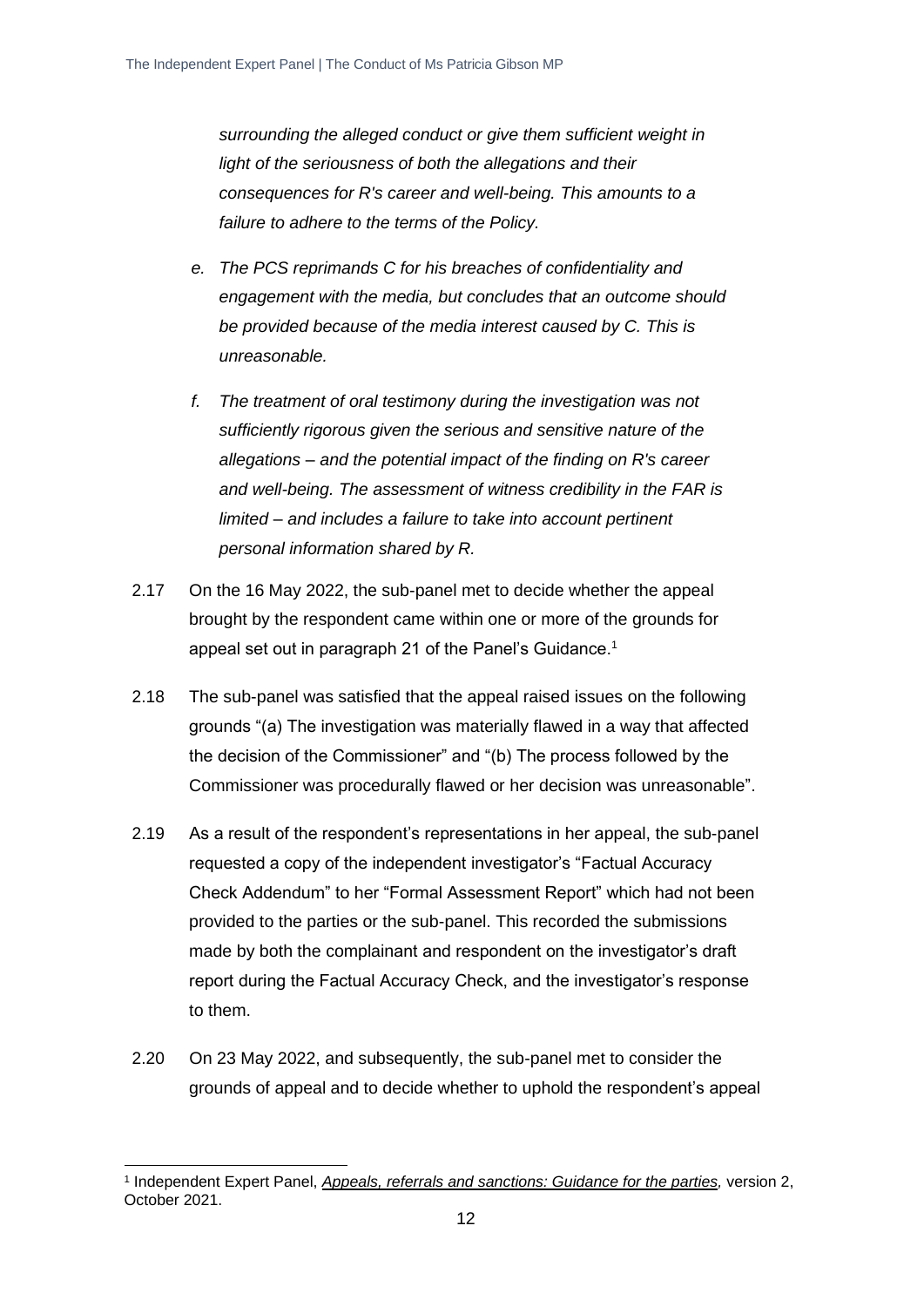*surrounding the alleged conduct or give them sufficient weight in light of the seriousness of both the allegations and their consequences for R's career and well-being. This amounts to a failure to adhere to the terms of the Policy.*

*e. The PCS reprimands C for his breaches of confidentiality and engagement with the media, but concludes that an outcome should be provided because of the media interest caused by C. This is unreasonable.*

*f. The treatment of oral testimony during the investigation was not sufficiently rigorous given the serious and sensitive nature of the allegations – and the potential impact of the finding on R's career and well-being. The assessment of witness credibility in the FAR is limited – and includes a failure to take into account pertinent personal information shared by R.*

2.17 On the 16 May 2022, the sub-panel met to decide whether the appeal brought by the respondent came within one or more of the grounds for appeal set out in paragraph 21 of the Panel's Guidance.[1]

2.18 The sub-panel was satisfied that the appeal raised issues on the following grounds "(a) The investigation was materially flawed in a way that affected the decision of the Commissioner" and "(b) The process followed by the Commissioner was procedurally flawed or her decision was unreasonable".

2.19 As a result of the respondent's representations in her appeal, the sub-panel requested a copy of the independent investigator's "Factual Accuracy Check Addendum" to her "Formal Assessment Report" which had not been provided to the parties or the sub-panel. This recorded the submissions made by both the complainant and respondent on the investigator's draft report during the Factual Accuracy Check, and the investigator's response to them.

2.20 On 23 May 2022, and subsequently, the sub-panel met to consider the grounds of appeal and to decide whether to uphold the respondent's appeal

[1] Independent Expert Panel, *Appeals, referrals and sanctions: Guidance for the parties,* version 2, October 2021.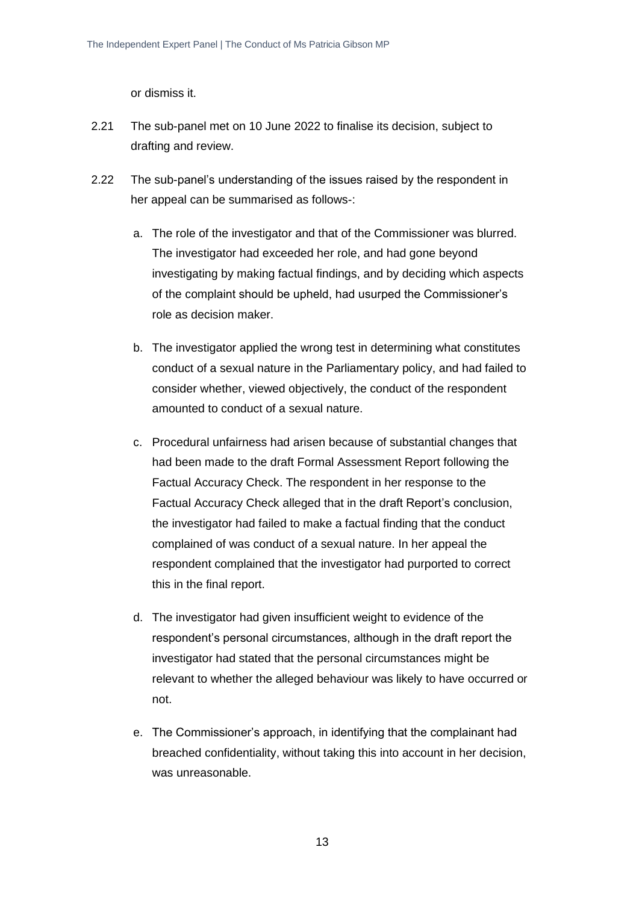or dismiss it.

2.21 The sub-panel met on 10 June 2022 to finalise its decision, subject to drafting and review.

2.22 The sub-panel's understanding of the issues raised by the respondent in her appeal can be summarised as follows-:

a. The role of the investigator and that of the Commissioner was blurred. The investigator had exceeded her role, and had gone beyond investigating by making factual findings, and by deciding which aspects of the complaint should be upheld, had usurped the Commissioner's role as decision maker.

b. The investigator applied the wrong test in determining what constitutes conduct of a sexual nature in the Parliamentary policy, and had failed to consider whether, viewed objectively, the conduct of the respondent amounted to conduct of a sexual nature.

c. Procedural unfairness had arisen because of substantial changes that had been made to the draft Formal Assessment Report following the Factual Accuracy Check. The respondent in her response to the Factual Accuracy Check alleged that in the draft Report's conclusion, the investigator had failed to make a factual finding that the conduct complained of was conduct of a sexual nature. In her appeal the respondent complained that the investigator had purported to correct this in the final report.

d. The investigator had given insufficient weight to evidence of the respondent's personal circumstances, although in the draft report the investigator had stated that the personal circumstances might be relevant to whether the alleged behaviour was likely to have occurred or not.

e. The Commissioner's approach, in identifying that the complainant had breached confidentiality, without taking this into account in her decision, was unreasonable.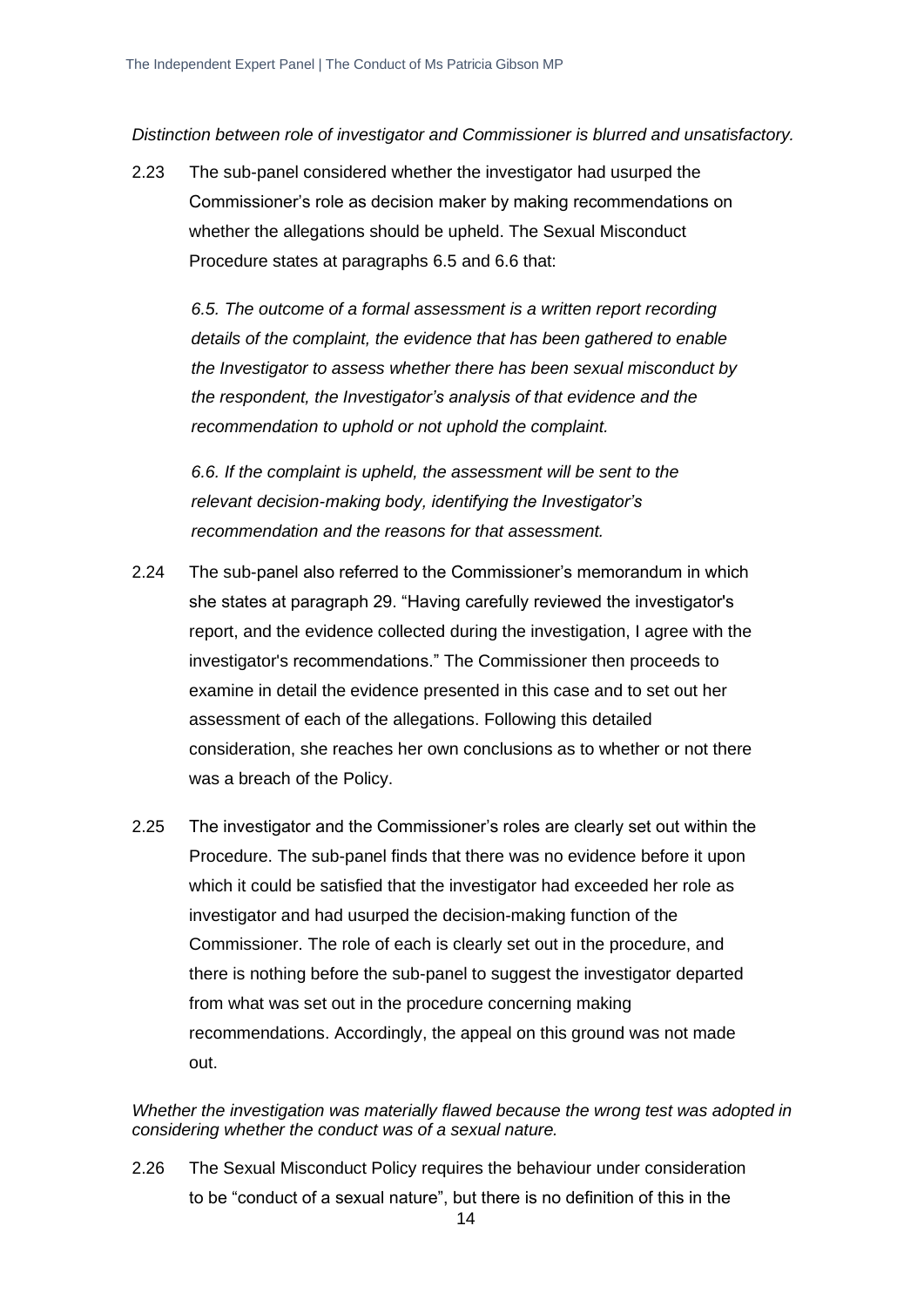*Distinction between role of investigator and Commissioner is blurred and unsatisfactory.*

2.23 The sub-panel considered whether the investigator had usurped the Commissioner's role as decision maker by making recommendations on whether the allegations should be upheld. The Sexual Misconduct Procedure states at paragraphs 6.5 and 6.6 that:

> *6.5. The outcome of a formal assessment is a written report recording details of the complaint, the evidence that has been gathered to enable the Investigator to assess whether there has been sexual misconduct by the respondent, the Investigator's analysis of that evidence and the recommendation to uphold or not uphold the complaint.*
>
> *6.6. If the complaint is upheld, the assessment will be sent to the relevant decision-making body, identifying the Investigator's recommendation and the reasons for that assessment.*

2.24 The sub-panel also referred to the Commissioner's memorandum in which she states at paragraph 29. "Having carefully reviewed the investigator's report, and the evidence collected during the investigation, I agree with the investigator's recommendations." The Commissioner then proceeds to examine in detail the evidence presented in this case and to set out her assessment of each of the allegations. Following this detailed consideration, she reaches her own conclusions as to whether or not there was a breach of the Policy.

2.25 The investigator and the Commissioner's roles are clearly set out within the Procedure. The sub-panel finds that there was no evidence before it upon which it could be satisfied that the investigator had exceeded her role as investigator and had usurped the decision-making function of the Commissioner. The role of each is clearly set out in the procedure, and there is nothing before the sub-panel to suggest the investigator departed from what was set out in the procedure concerning making recommendations. Accordingly, the appeal on this ground was not made out.

*Whether the investigation was materially flawed because the wrong test was adopted in considering whether the conduct was of a sexual nature.*

2.26 The Sexual Misconduct Policy requires the behaviour under consideration to be "conduct of a sexual nature", but there is no definition of this in the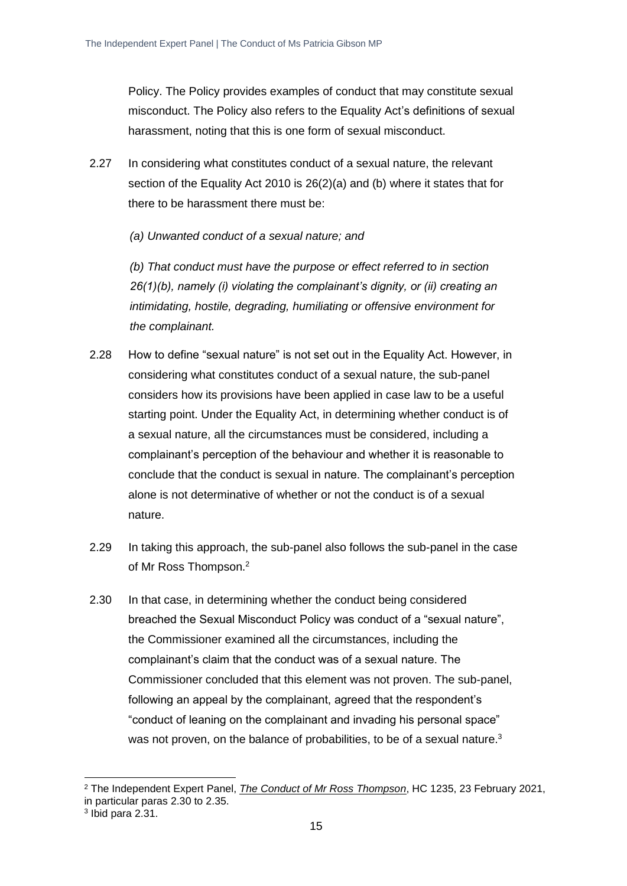Policy. The Policy provides examples of conduct that may constitute sexual misconduct. The Policy also refers to the Equality Act's definitions of sexual harassment, noting that this is one form of sexual misconduct.

2.27 In considering what constitutes conduct of a sexual nature, the relevant section of the Equality Act 2010 is 26(2)(a) and (b) where it states that for there to be harassment there must be:

*(a) Unwanted conduct of a sexual nature; and*

*(b) That conduct must have the purpose or effect referred to in section 26(1)(b), namely (i) violating the complainant's dignity, or (ii) creating an intimidating, hostile, degrading, humiliating or offensive environment for the complainant.*

2.28 How to define "sexual nature" is not set out in the Equality Act. However, in considering what constitutes conduct of a sexual nature, the sub-panel considers how its provisions have been applied in case law to be a useful starting point. Under the Equality Act, in determining whether conduct is of a sexual nature, all the circumstances must be considered, including a complainant's perception of the behaviour and whether it is reasonable to conclude that the conduct is sexual in nature. The complainant's perception alone is not determinative of whether or not the conduct is of a sexual nature.

2.29 In taking this approach, the sub-panel also follows the sub-panel in the case of Mr Ross Thompson.[2]

2.30 In that case, in determining whether the conduct being considered breached the Sexual Misconduct Policy was conduct of a "sexual nature", the Commissioner examined all the circumstances, including the complainant's claim that the conduct was of a sexual nature. The Commissioner concluded that this element was not proven. The sub-panel, following an appeal by the complainant, agreed that the respondent's "conduct of leaning on the complainant and invading his personal space" was not proven, on the balance of probabilities, to be of a sexual nature.[3]

---

[2] The Independent Expert Panel, *The Conduct of Mr Ross Thompson*, HC 1235, 23 February 2021, in particular paras 2.30 to 2.35.

[3] Ibid para 2.31.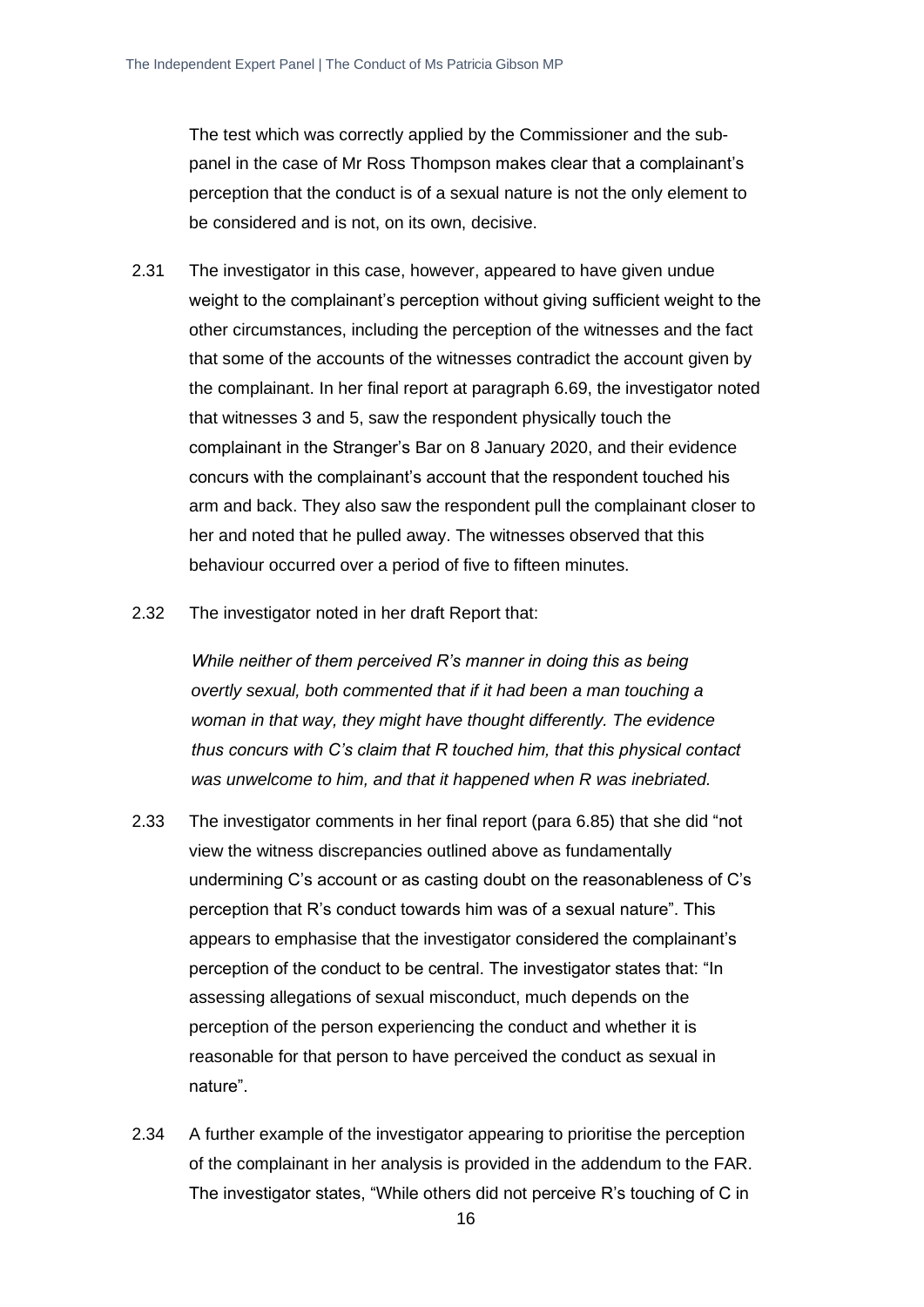The test which was correctly applied by the Commissioner and the sub-panel in the case of Mr Ross Thompson makes clear that a complainant's perception that the conduct is of a sexual nature is not the only element to be considered and is not, on its own, decisive.

2.31 The investigator in this case, however, appeared to have given undue weight to the complainant's perception without giving sufficient weight to the other circumstances, including the perception of the witnesses and the fact that some of the accounts of the witnesses contradict the account given by the complainant. In her final report at paragraph 6.69, the investigator noted that witnesses 3 and 5, saw the respondent physically touch the complainant in the Stranger's Bar on 8 January 2020, and their evidence concurs with the complainant's account that the respondent touched his arm and back. They also saw the respondent pull the complainant closer to her and noted that he pulled away. The witnesses observed that this behaviour occurred over a period of five to fifteen minutes.

2.32 The investigator noted in her draft Report that:

> *While neither of them perceived R's manner in doing this as being overtly sexual, both commented that if it had been a man touching a woman in that way, they might have thought differently. The evidence thus concurs with C's claim that R touched him, that this physical contact was unwelcome to him, and that it happened when R was inebriated.*

2.33 The investigator comments in her final report (para 6.85) that she did "not view the witness discrepancies outlined above as fundamentally undermining C's account or as casting doubt on the reasonableness of C's perception that R's conduct towards him was of a sexual nature". This appears to emphasise that the investigator considered the complainant's perception of the conduct to be central. The investigator states that: "In assessing allegations of sexual misconduct, much depends on the perception of the person experiencing the conduct and whether it is reasonable for that person to have perceived the conduct as sexual in nature".

2.34 A further example of the investigator appearing to prioritise the perception of the complainant in her analysis is provided in the addendum to the FAR. The investigator states, "While others did not perceive R's touching of C in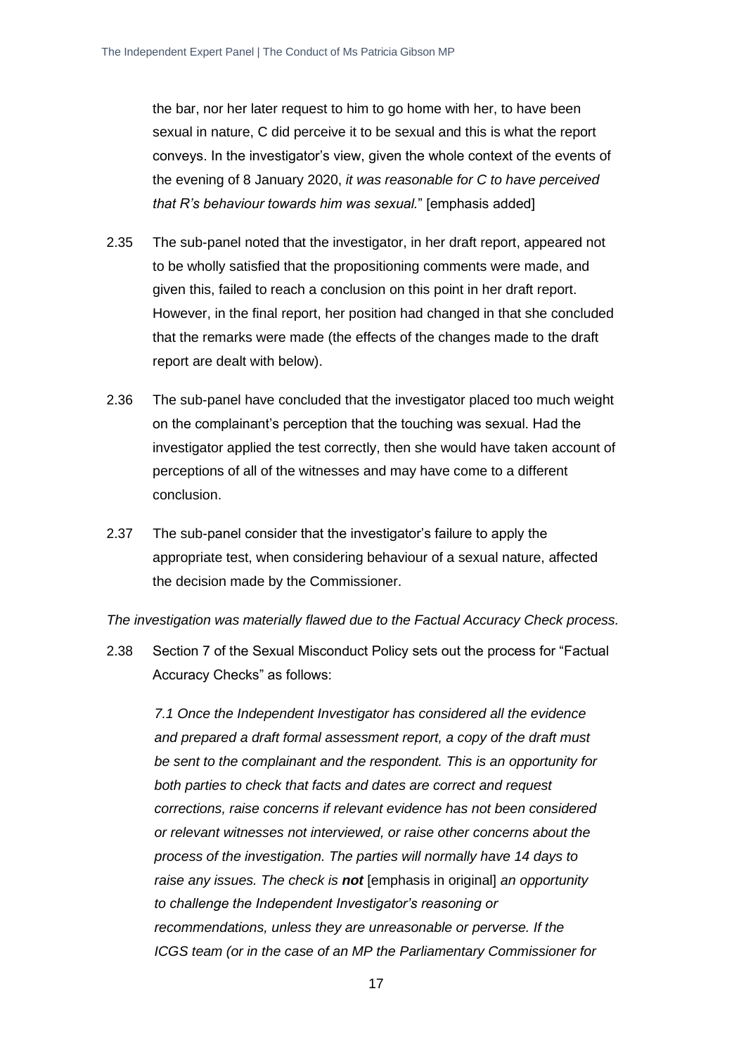the bar, nor her later request to him to go home with her, to have been sexual in nature, C did perceive it to be sexual and this is what the report conveys. In the investigator's view, given the whole context of the events of the evening of 8 January 2020, *it was reasonable for C to have perceived that R's behaviour towards him was sexual.*" [emphasis added]

2.35 The sub-panel noted that the investigator, in her draft report, appeared not to be wholly satisfied that the propositioning comments were made, and given this, failed to reach a conclusion on this point in her draft report. However, in the final report, her position had changed in that she concluded that the remarks were made (the effects of the changes made to the draft report are dealt with below).

2.36 The sub-panel have concluded that the investigator placed too much weight on the complainant's perception that the touching was sexual. Had the investigator applied the test correctly, then she would have taken account of perceptions of all of the witnesses and may have come to a different conclusion.

2.37 The sub-panel consider that the investigator's failure to apply the appropriate test, when considering behaviour of a sexual nature, affected the decision made by the Commissioner.

*The investigation was materially flawed due to the Factual Accuracy Check process.*

2.38 Section 7 of the Sexual Misconduct Policy sets out the process for "Factual Accuracy Checks" as follows:

*7.1 Once the Independent Investigator has considered all the evidence and prepared a draft formal assessment report, a copy of the draft must be sent to the complainant and the respondent. This is an opportunity for both parties to check that facts and dates are correct and request corrections, raise concerns if relevant evidence has not been considered or relevant witnesses not interviewed, or raise other concerns about the process of the investigation. The parties will normally have 14 days to raise any issues. The check is* ***not*** [emphasis in original] *an opportunity to challenge the Independent Investigator's reasoning or recommendations, unless they are unreasonable or perverse. If the ICGS team (or in the case of an MP the Parliamentary Commissioner for*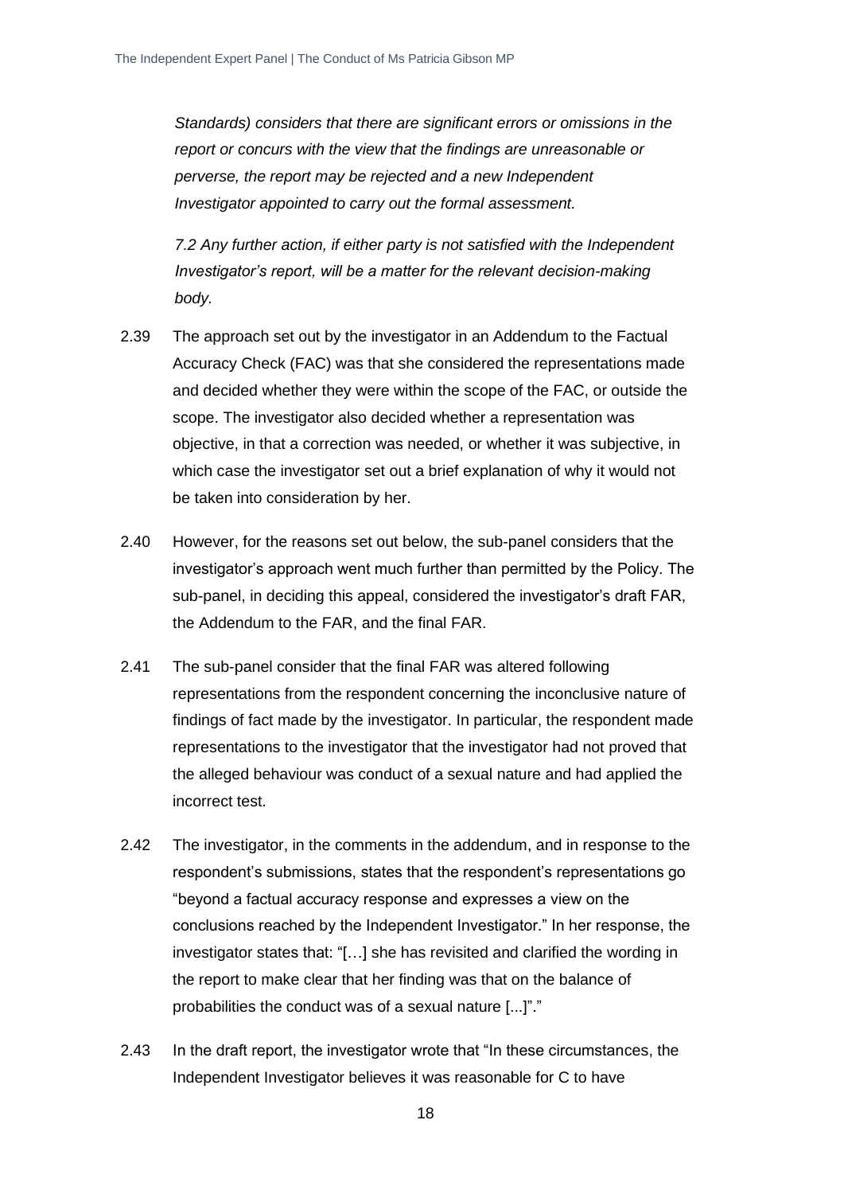*Standards) considers that there are significant errors or omissions in the report or concurs with the view that the findings are unreasonable or perverse, the report may be rejected and a new Independent Investigator appointed to carry out the formal assessment.*

*7.2 Any further action, if either party is not satisfied with the Independent Investigator's report, will be a matter for the relevant decision-making body.*

2.39 The approach set out by the investigator in an Addendum to the Factual Accuracy Check (FAC) was that she considered the representations made and decided whether they were within the scope of the FAC, or outside the scope. The investigator also decided whether a representation was objective, in that a correction was needed, or whether it was subjective, in which case the investigator set out a brief explanation of why it would not be taken into consideration by her.

2.40 However, for the reasons set out below, the sub-panel considers that the investigator's approach went much further than permitted by the Policy. The sub-panel, in deciding this appeal, considered the investigator's draft FAR, the Addendum to the FAR, and the final FAR.

2.41 The sub-panel consider that the final FAR was altered following representations from the respondent concerning the inconclusive nature of findings of fact made by the investigator. In particular, the respondent made representations to the investigator that the investigator had not proved that the alleged behaviour was conduct of a sexual nature and had applied the incorrect test.

2.42 The investigator, in the comments in the addendum, and in response to the respondent's submissions, states that the respondent's representations go "beyond a factual accuracy response and expresses a view on the conclusions reached by the Independent Investigator." In her response, the investigator states that: "[…] she has revisited and clarified the wording in the report to make clear that her finding was that on the balance of probabilities the conduct was of a sexual nature [...]"."

2.43 In the draft report, the investigator wrote that "In these circumstances, the Independent Investigator believes it was reasonable for C to have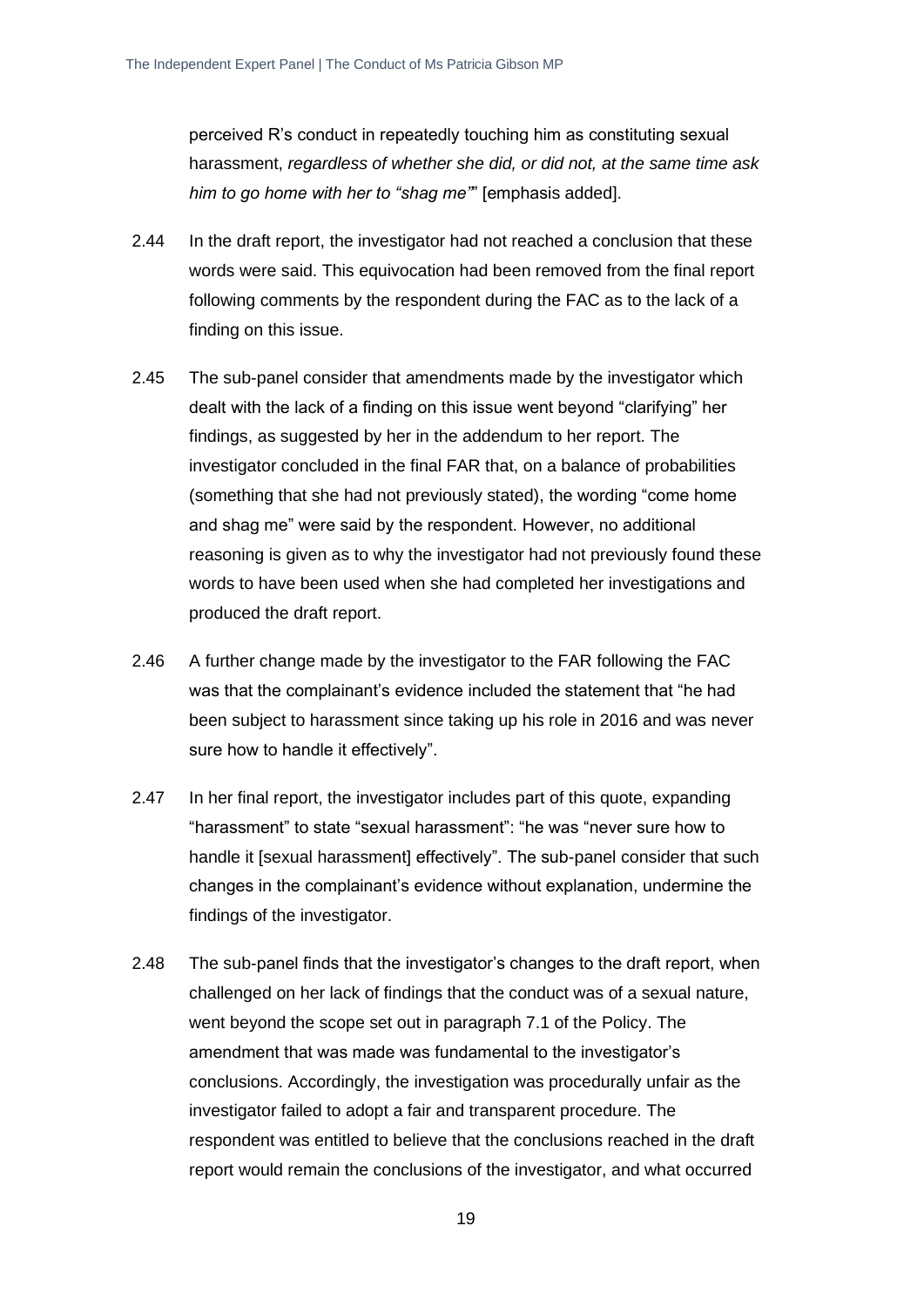perceived R's conduct in repeatedly touching him as constituting sexual harassment, *regardless of whether she did, or did not, at the same time ask him to go home with her to "shag me"*" [emphasis added].

2.44 In the draft report, the investigator had not reached a conclusion that these words were said. This equivocation had been removed from the final report following comments by the respondent during the FAC as to the lack of a finding on this issue.

2.45 The sub-panel consider that amendments made by the investigator which dealt with the lack of a finding on this issue went beyond "clarifying" her findings, as suggested by her in the addendum to her report. The investigator concluded in the final FAR that, on a balance of probabilities (something that she had not previously stated), the wording "come home and shag me" were said by the respondent. However, no additional reasoning is given as to why the investigator had not previously found these words to have been used when she had completed her investigations and produced the draft report.

2.46 A further change made by the investigator to the FAR following the FAC was that the complainant's evidence included the statement that "he had been subject to harassment since taking up his role in 2016 and was never sure how to handle it effectively".

2.47 In her final report, the investigator includes part of this quote, expanding "harassment" to state "sexual harassment": "he was "never sure how to handle it [sexual harassment] effectively". The sub-panel consider that such changes in the complainant's evidence without explanation, undermine the findings of the investigator.

2.48 The sub-panel finds that the investigator's changes to the draft report, when challenged on her lack of findings that the conduct was of a sexual nature, went beyond the scope set out in paragraph 7.1 of the Policy. The amendment that was made was fundamental to the investigator's conclusions. Accordingly, the investigation was procedurally unfair as the investigator failed to adopt a fair and transparent procedure. The respondent was entitled to believe that the conclusions reached in the draft report would remain the conclusions of the investigator, and what occurred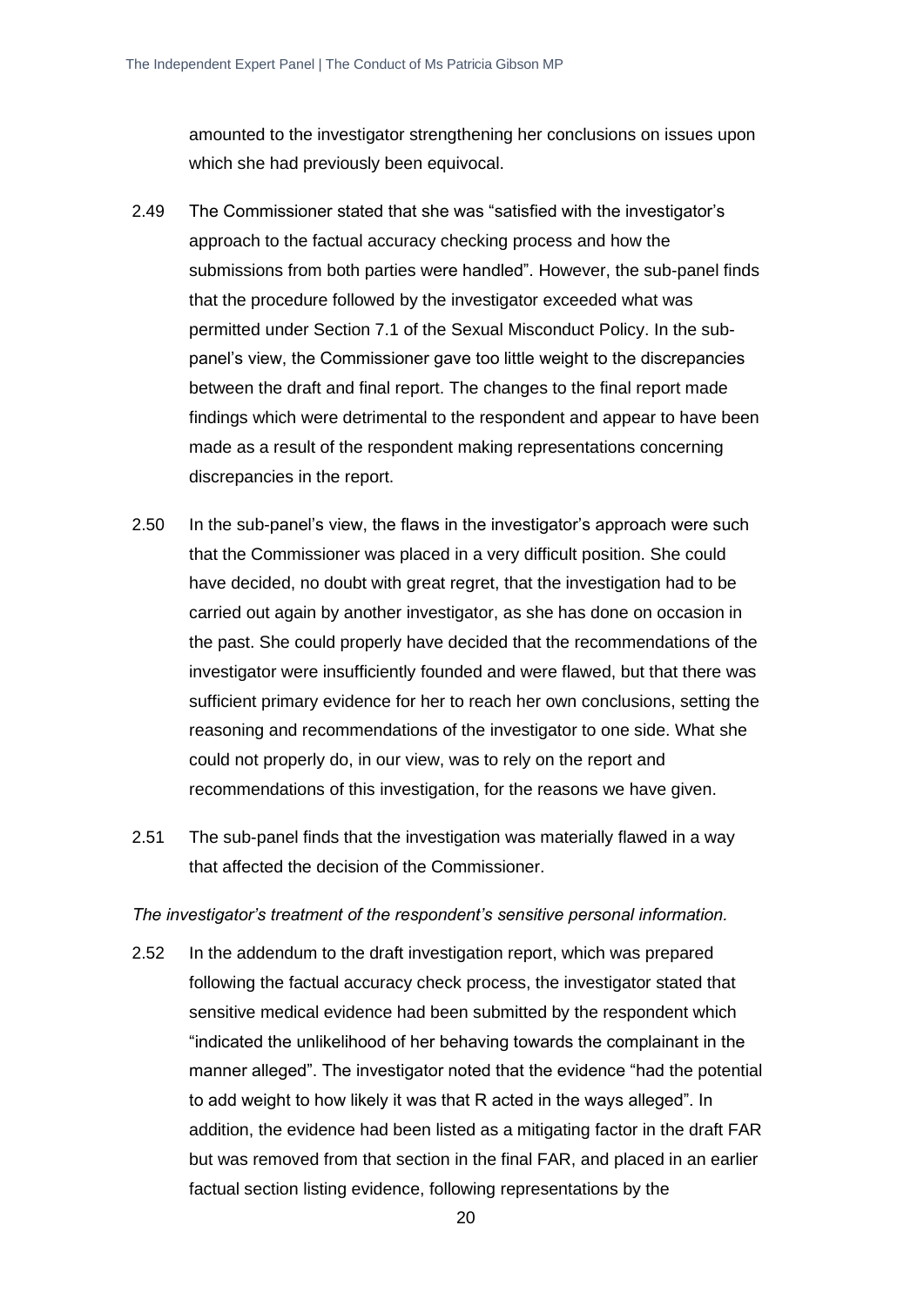amounted to the investigator strengthening her conclusions on issues upon which she had previously been equivocal.

2.49 The Commissioner stated that she was "satisfied with the investigator's approach to the factual accuracy checking process and how the submissions from both parties were handled". However, the sub-panel finds that the procedure followed by the investigator exceeded what was permitted under Section 7.1 of the Sexual Misconduct Policy. In the sub-panel's view, the Commissioner gave too little weight to the discrepancies between the draft and final report. The changes to the final report made findings which were detrimental to the respondent and appear to have been made as a result of the respondent making representations concerning discrepancies in the report.

2.50 In the sub-panel's view, the flaws in the investigator's approach were such that the Commissioner was placed in a very difficult position. She could have decided, no doubt with great regret, that the investigation had to be carried out again by another investigator, as she has done on occasion in the past. She could properly have decided that the recommendations of the investigator were insufficiently founded and were flawed, but that there was sufficient primary evidence for her to reach her own conclusions, setting the reasoning and recommendations of the investigator to one side. What she could not properly do, in our view, was to rely on the report and recommendations of this investigation, for the reasons we have given.

2.51 The sub-panel finds that the investigation was materially flawed in a way that affected the decision of the Commissioner.

*The investigator's treatment of the respondent's sensitive personal information.*

2.52 In the addendum to the draft investigation report, which was prepared following the factual accuracy check process, the investigator stated that sensitive medical evidence had been submitted by the respondent which "indicated the unlikelihood of her behaving towards the complainant in the manner alleged". The investigator noted that the evidence "had the potential to add weight to how likely it was that R acted in the ways alleged". In addition, the evidence had been listed as a mitigating factor in the draft FAR but was removed from that section in the final FAR, and placed in an earlier factual section listing evidence, following representations by the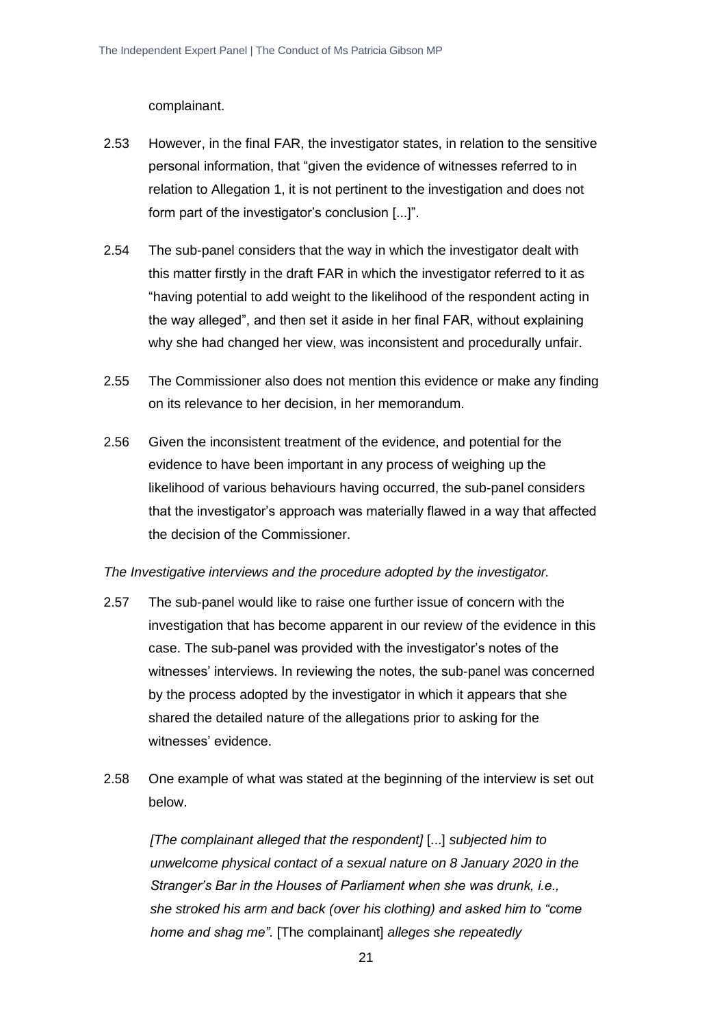complainant.

2.53 However, in the final FAR, the investigator states, in relation to the sensitive personal information, that "given the evidence of witnesses referred to in relation to Allegation 1, it is not pertinent to the investigation and does not form part of the investigator's conclusion [...]".

2.54 The sub-panel considers that the way in which the investigator dealt with this matter firstly in the draft FAR in which the investigator referred to it as "having potential to add weight to the likelihood of the respondent acting in the way alleged", and then set it aside in her final FAR, without explaining why she had changed her view, was inconsistent and procedurally unfair.

2.55 The Commissioner also does not mention this evidence or make any finding on its relevance to her decision, in her memorandum.

2.56 Given the inconsistent treatment of the evidence, and potential for the evidence to have been important in any process of weighing up the likelihood of various behaviours having occurred, the sub-panel considers that the investigator's approach was materially flawed in a way that affected the decision of the Commissioner.

*The Investigative interviews and the procedure adopted by the investigator.*

2.57 The sub-panel would like to raise one further issue of concern with the investigation that has become apparent in our review of the evidence in this case. The sub-panel was provided with the investigator's notes of the witnesses' interviews. In reviewing the notes, the sub-panel was concerned by the process adopted by the investigator in which it appears that she shared the detailed nature of the allegations prior to asking for the witnesses' evidence.

2.58 One example of what was stated at the beginning of the interview is set out below.

> *[The complainant alleged that the respondent]* [...] *subjected him to unwelcome physical contact of a sexual nature on 8 January 2020 in the Stranger's Bar in the Houses of Parliament when she was drunk, i.e., she stroked his arm and back (over his clothing) and asked him to "come home and shag me".* [The complainant] *alleges she repeatedly*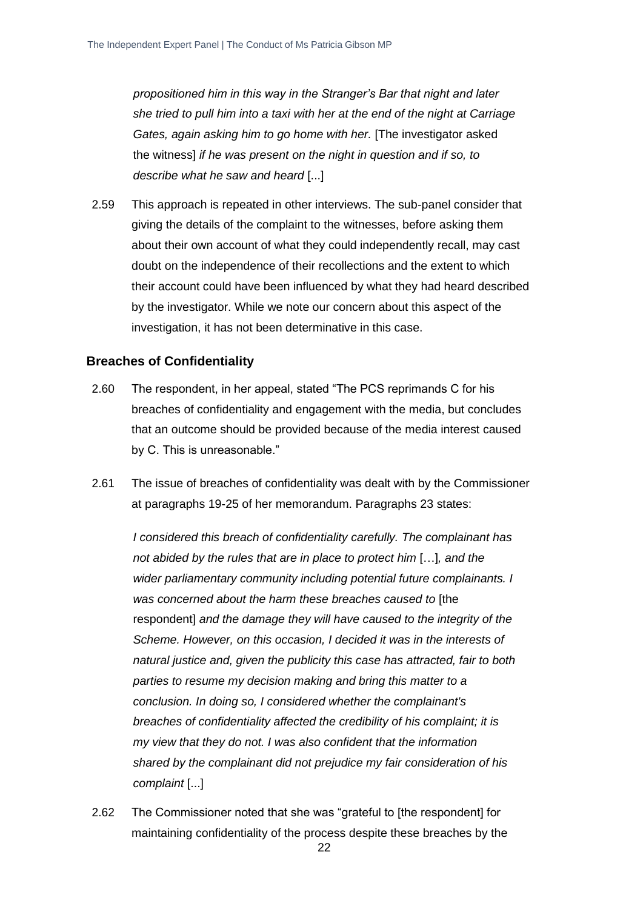*propositioned him in this way in the Stranger's Bar that night and later she tried to pull him into a taxi with her at the end of the night at Carriage Gates, again asking him to go home with her.* [The investigator asked the witness] *if he was present on the night in question and if so, to describe what he saw and heard* [...]

2.59 This approach is repeated in other interviews. The sub-panel consider that giving the details of the complaint to the witnesses, before asking them about their own account of what they could independently recall, may cast doubt on the independence of their recollections and the extent to which their account could have been influenced by what they had heard described by the investigator. While we note our concern about this aspect of the investigation, it has not been determinative in this case.

### Breaches of Confidentiality

2.60 The respondent, in her appeal, stated "The PCS reprimands C for his breaches of confidentiality and engagement with the media, but concludes that an outcome should be provided because of the media interest caused by C. This is unreasonable."

2.61 The issue of breaches of confidentiality was dealt with by the Commissioner at paragraphs 19-25 of her memorandum. Paragraphs 23 states:

*I considered this breach of confidentiality carefully. The complainant has not abided by the rules that are in place to protect him* […]*, and the wider parliamentary community including potential future complainants. I was concerned about the harm these breaches caused to* [the respondent] *and the damage they will have caused to the integrity of the Scheme. However, on this occasion, I decided it was in the interests of natural justice and, given the publicity this case has attracted, fair to both parties to resume my decision making and bring this matter to a conclusion. In doing so, I considered whether the complainant's breaches of confidentiality affected the credibility of his complaint; it is my view that they do not. I was also confident that the information shared by the complainant did not prejudice my fair consideration of his complaint* [...]

2.62 The Commissioner noted that she was "grateful to [the respondent] for maintaining confidentiality of the process despite these breaches by the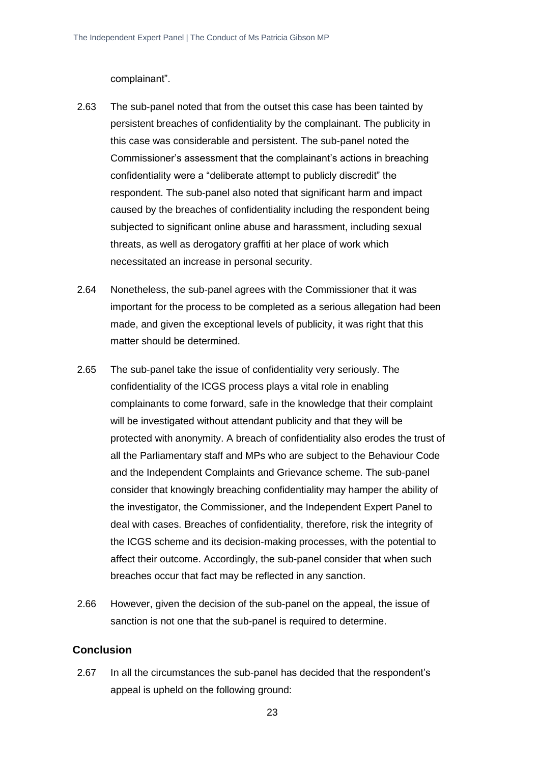complainant".

2.63 The sub-panel noted that from the outset this case has been tainted by persistent breaches of confidentiality by the complainant. The publicity in this case was considerable and persistent. The sub-panel noted the Commissioner's assessment that the complainant's actions in breaching confidentiality were a "deliberate attempt to publicly discredit" the respondent. The sub-panel also noted that significant harm and impact caused by the breaches of confidentiality including the respondent being subjected to significant online abuse and harassment, including sexual threats, as well as derogatory graffiti at her place of work which necessitated an increase in personal security.

2.64 Nonetheless, the sub-panel agrees with the Commissioner that it was important for the process to be completed as a serious allegation had been made, and given the exceptional levels of publicity, it was right that this matter should be determined.

2.65 The sub-panel take the issue of confidentiality very seriously. The confidentiality of the ICGS process plays a vital role in enabling complainants to come forward, safe in the knowledge that their complaint will be investigated without attendant publicity and that they will be protected with anonymity. A breach of confidentiality also erodes the trust of all the Parliamentary staff and MPs who are subject to the Behaviour Code and the Independent Complaints and Grievance scheme. The sub-panel consider that knowingly breaching confidentiality may hamper the ability of the investigator, the Commissioner, and the Independent Expert Panel to deal with cases. Breaches of confidentiality, therefore, risk the integrity of the ICGS scheme and its decision-making processes, with the potential to affect their outcome. Accordingly, the sub-panel consider that when such breaches occur that fact may be reflected in any sanction.

2.66 However, given the decision of the sub-panel on the appeal, the issue of sanction is not one that the sub-panel is required to determine.

## Conclusion

2.67 In all the circumstances the sub-panel has decided that the respondent's appeal is upheld on the following ground: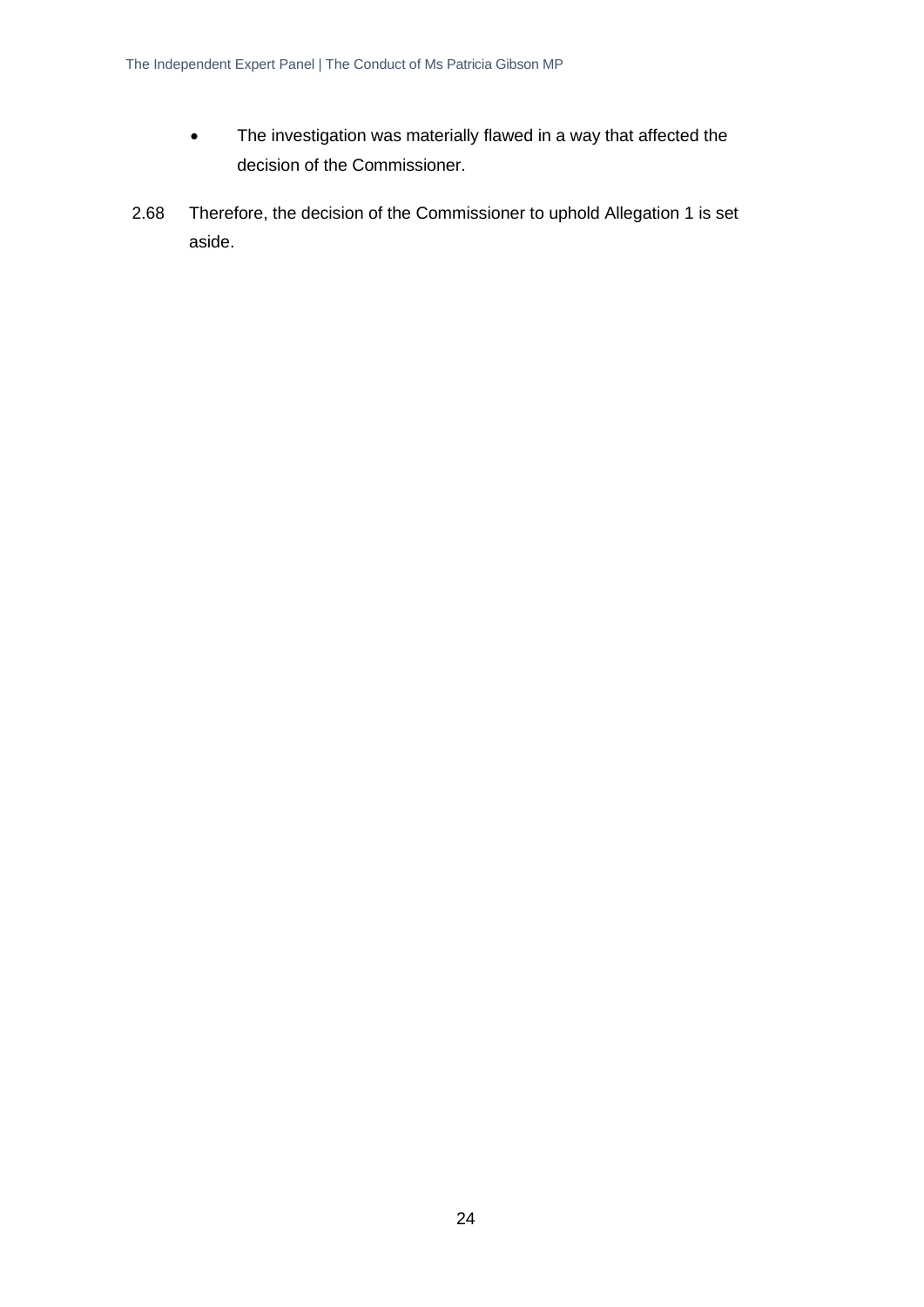- The investigation was materially flawed in a way that affected the decision of the Commissioner.

2.68 Therefore, the decision of the Commissioner to uphold Allegation 1 is set aside.